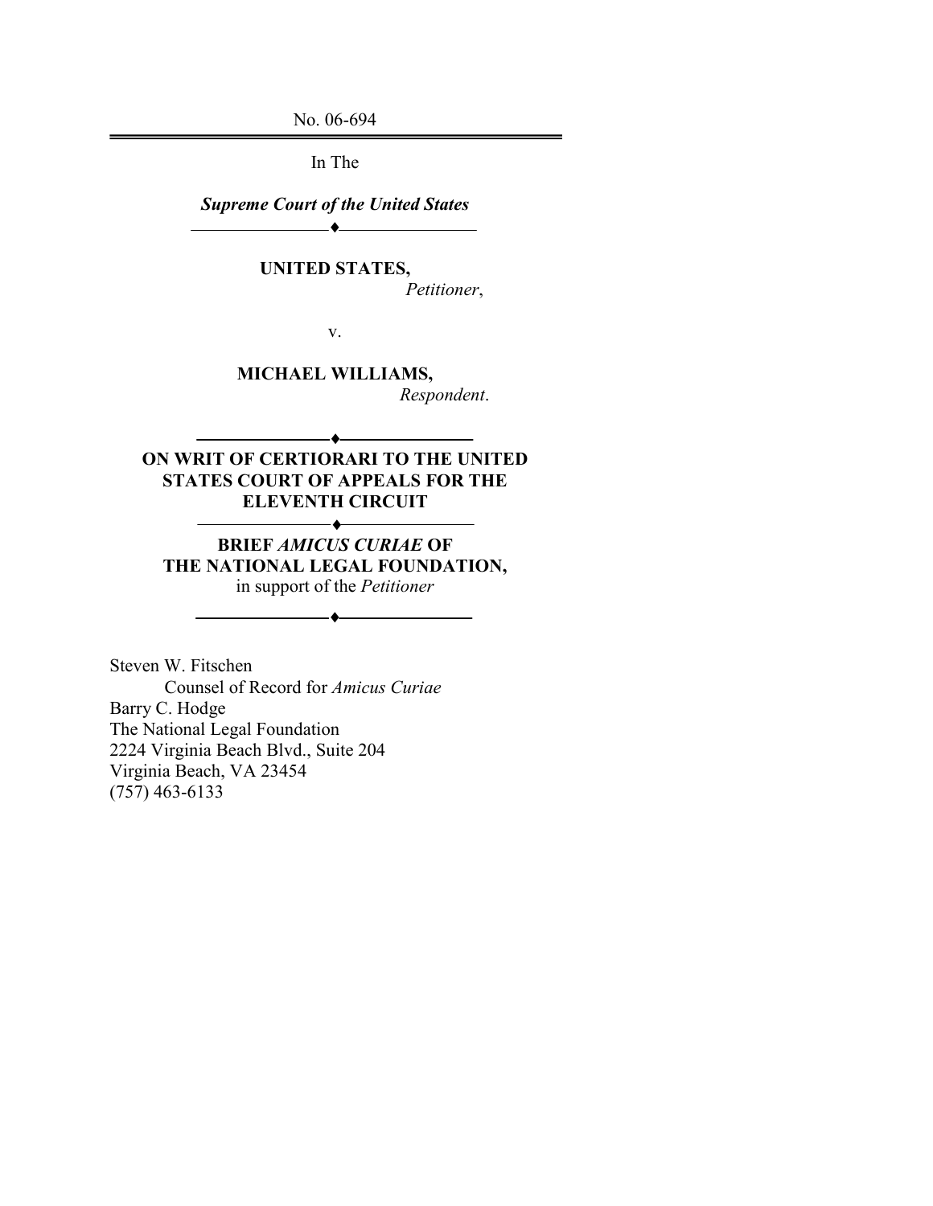No. 06-694

---

In The

***Supreme Court of the United States***

---

**UNITED STATES,**
*Petitioner*,

v.

**MICHAEL WILLIAMS,**
*Respondent*.

---

**ON WRIT OF CERTIORARI TO THE UNITED STATES COURT OF APPEALS FOR THE ELEVENTH CIRCUIT**

---

**BRIEF *AMICUS CURIAE* OF THE NATIONAL LEGAL FOUNDATION,**
in support of the *Petitioner*

---

Steven W. Fitschen
Counsel of Record for *Amicus Curiae*
Barry C. Hodge
The National Legal Foundation
2224 Virginia Beach Blvd., Suite 204
Virginia Beach, VA 23454
(757) 463-6133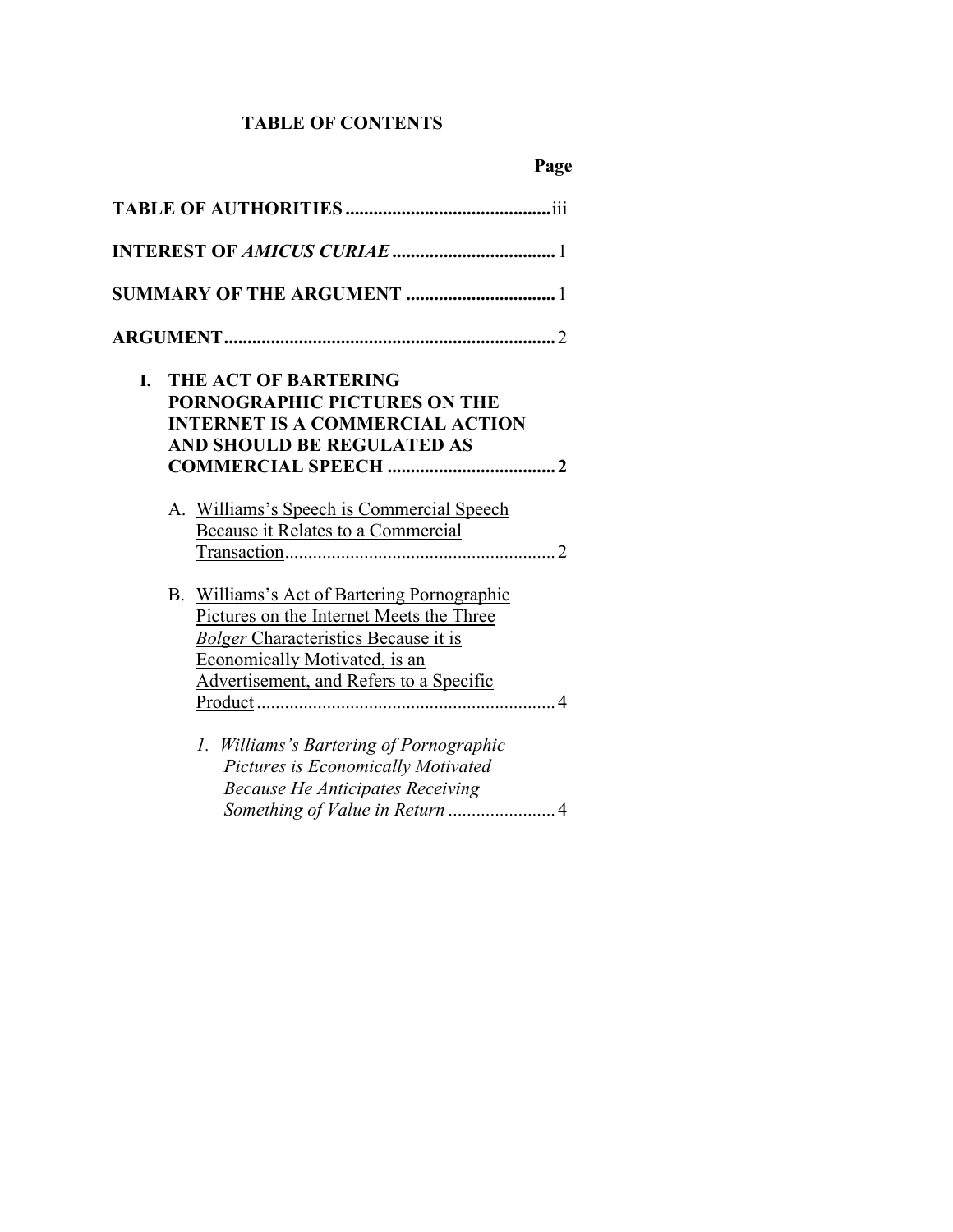# TABLE OF CONTENTS

**Page**

**TABLE OF AUTHORITIES** ............................................ iii

**INTEREST OF *AMICUS CURIAE*** .................................. 1

**SUMMARY OF THE ARGUMENT** ................................ 1

**ARGUMENT** ....................................................................... 2

**I. THE ACT OF BARTERING PORNOGRAPHIC PICTURES ON THE INTERNET IS A COMMERCIAL ACTION AND SHOULD BE REGULATED AS COMMERCIAL SPEECH** .................................... **2**

A. <u>Williams's Speech is Commercial Speech Because it Relates to a Commercial Transaction</u> .......................................................... 2

B. <u>Williams's Act of Bartering Pornographic Pictures on the Internet Meets the Three *Bolger* Characteristics Because it is Economically Motivated, is an Advertisement, and Refers to a Specific Product</u> ................................................................ 4

*1. Williams's Bartering of Pornographic Pictures is Economically Motivated Because He Anticipates Receiving Something of Value in Return* ....................... 4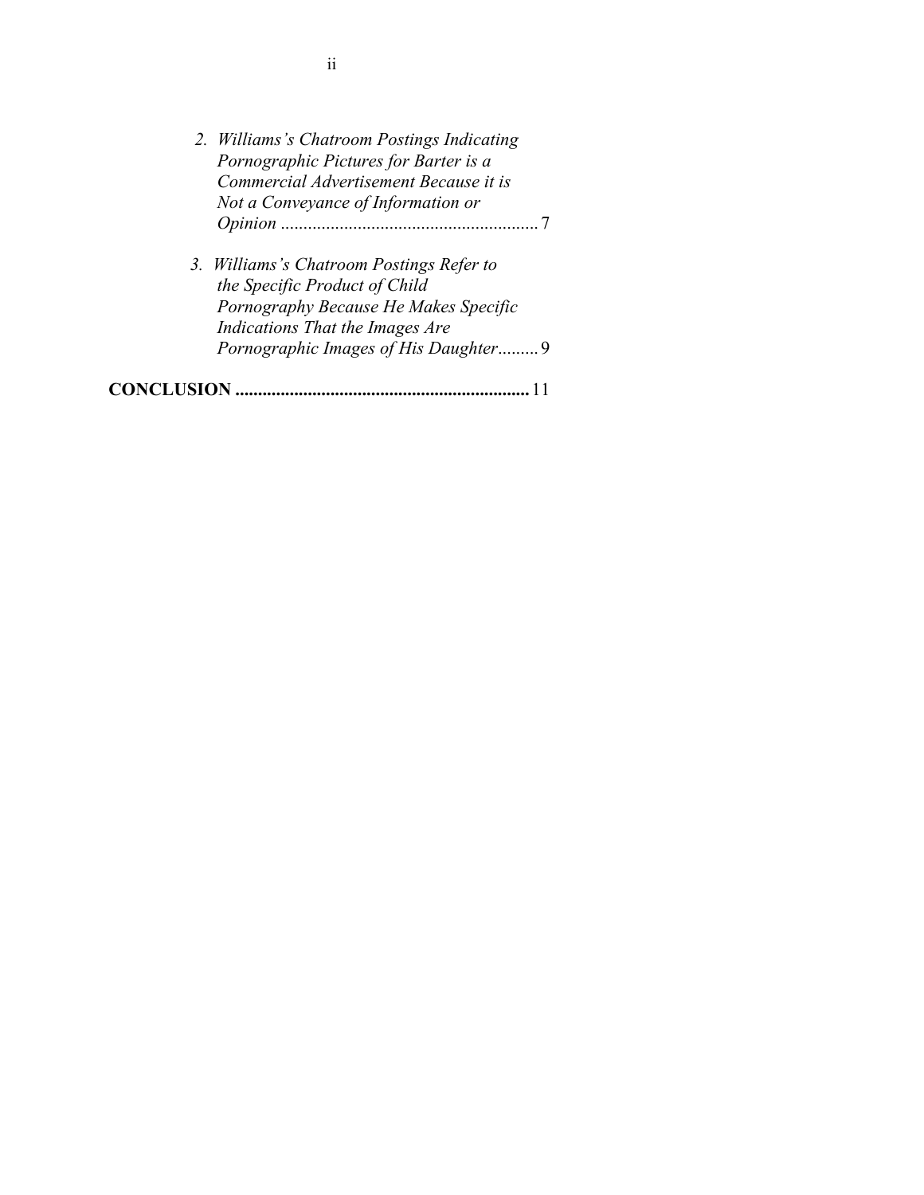2. *Williams's Chatroom Postings Indicating Pornographic Pictures for Barter is a Commercial Advertisement Because it is Not a Conveyance of Information or Opinion* ......................................................... 7

3. *Williams's Chatroom Postings Refer to the Specific Product of Child Pornography Because He Makes Specific Indications That the Images Are Pornographic Images of His Daughter* ......... 9

**CONCLUSION** ................................................................ 11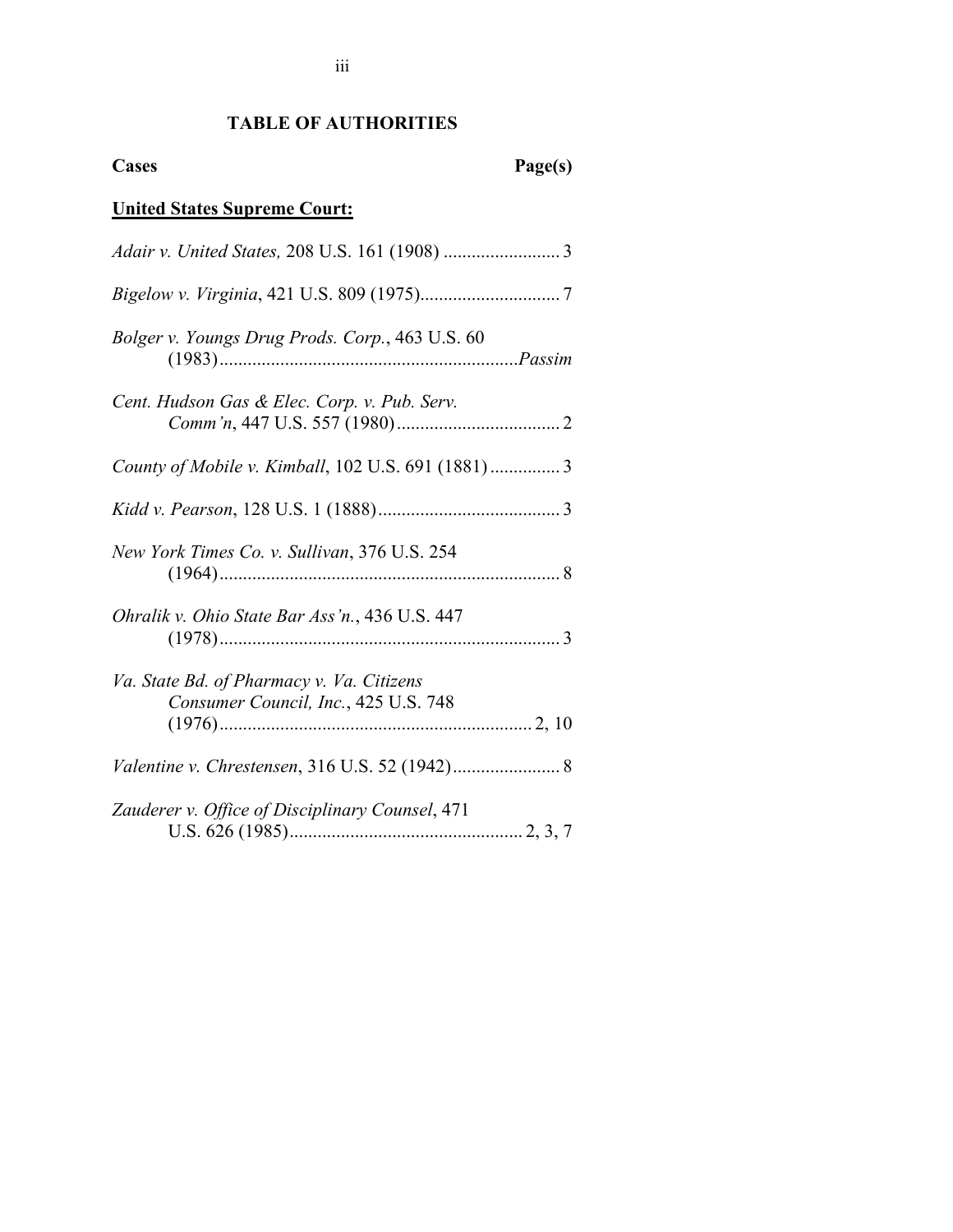# TABLE OF AUTHORITIES

**Cases** **Page(s)**

**United States Supreme Court:**

*Adair v. United States,* 208 U.S. 161 (1908) ......................... 3

*Bigelow v. Virginia*, 421 U.S. 809 (1975).............................. 7

*Bolger v. Youngs Drug Prods. Corp.*, 463 U.S. 60 (1983)................................................................*Passim*

*Cent. Hudson Gas & Elec. Corp. v. Pub. Serv. Comm'n*, 447 U.S. 557 (1980)................................... 2

*County of Mobile v. Kimball*, 102 U.S. 691 (1881)............... 3

*Kidd v. Pearson*, 128 U.S. 1 (1888)....................................... 3

*New York Times Co. v. Sullivan*, 376 U.S. 254 (1964)......................................................................... 8

*Ohralik v. Ohio State Bar Ass'n.*, 436 U.S. 447 (1978)......................................................................... 3

*Va. State Bd. of Pharmacy v. Va. Citizens Consumer Council, Inc.*, 425 U.S. 748 (1976).................................................................. 2, 10

*Valentine v. Chrestensen*, 316 U.S. 52 (1942)....................... 8

*Zauderer v. Office of Disciplinary Counsel*, 471 U.S. 626 (1985).................................................. 2, 3, 7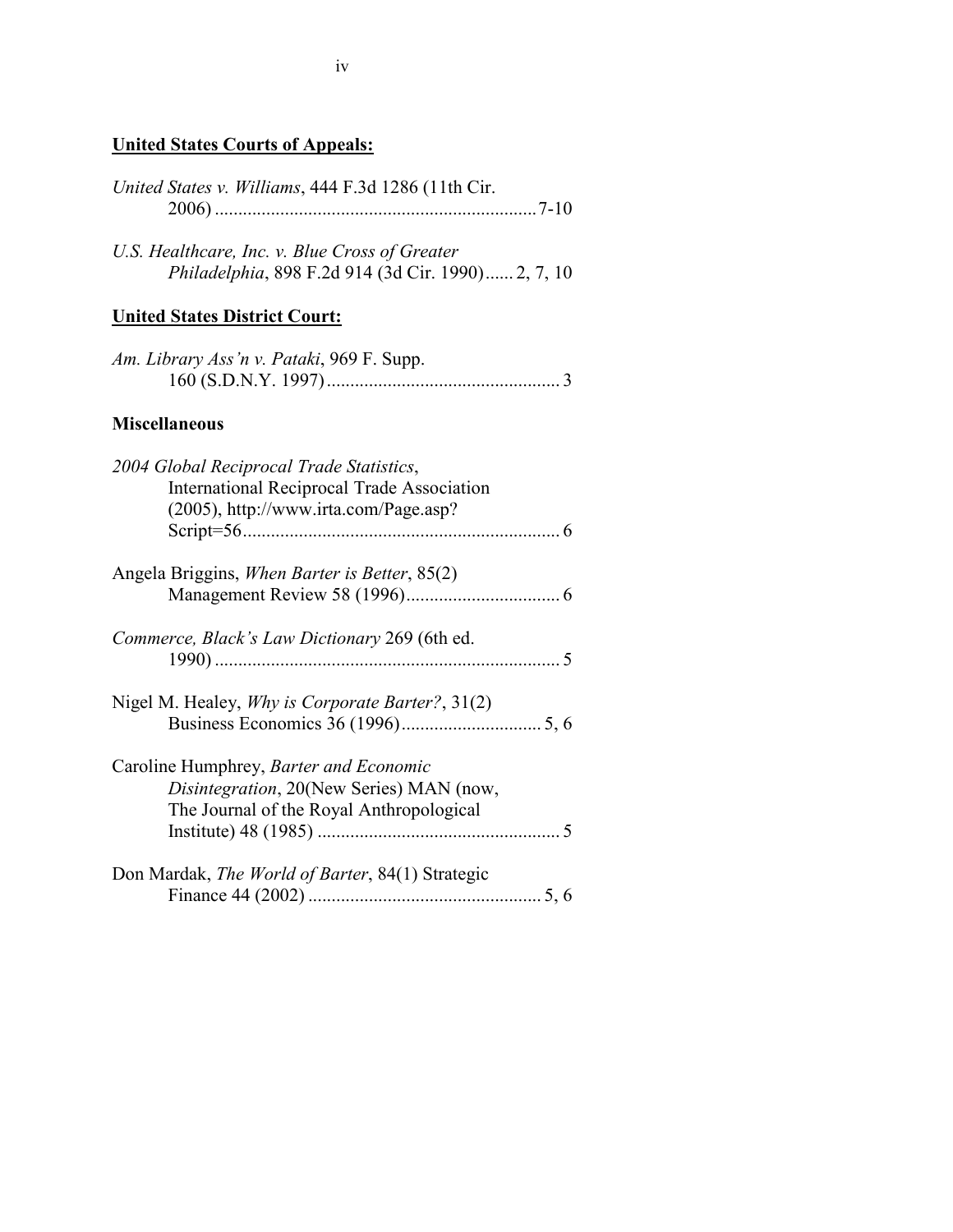**United States Courts of Appeals:**

*United States v. Williams*, 444 F.3d 1286 (11th Cir. 2006) .................................................................... 7-10

*U.S. Healthcare, Inc. v. Blue Cross of Greater Philadelphia*, 898 F.2d 914 (3d Cir. 1990)...... 2, 7, 10

**United States District Court:**

*Am. Library Ass'n v. Pataki*, 969 F. Supp. 160 (S.D.N.Y. 1997) ................................................. 3

**Miscellaneous**

*2004 Global Reciprocal Trade Statistics*, International Reciprocal Trade Association (2005), http://www.irta.com/Page.asp?Script=56.................................................................... 6

Angela Briggins, *When Barter is Better*, 85(2) Management Review 58 (1996)................................ 6

*Commerce, Black's Law Dictionary* 269 (6th ed. 1990) .......................................................................... 5

Nigel M. Healey, *Why is Corporate Barter?*, 31(2) Business Economics 36 (1996)............................. 5, 6

Caroline Humphrey, *Barter and Economic Disintegration*, 20(New Series) MAN (now, The Journal of the Royal Anthropological Institute) 48 (1985) .................................................... 5

Don Mardak, *The World of Barter*, 84(1) Strategic Finance 44 (2002) ................................................. 5, 6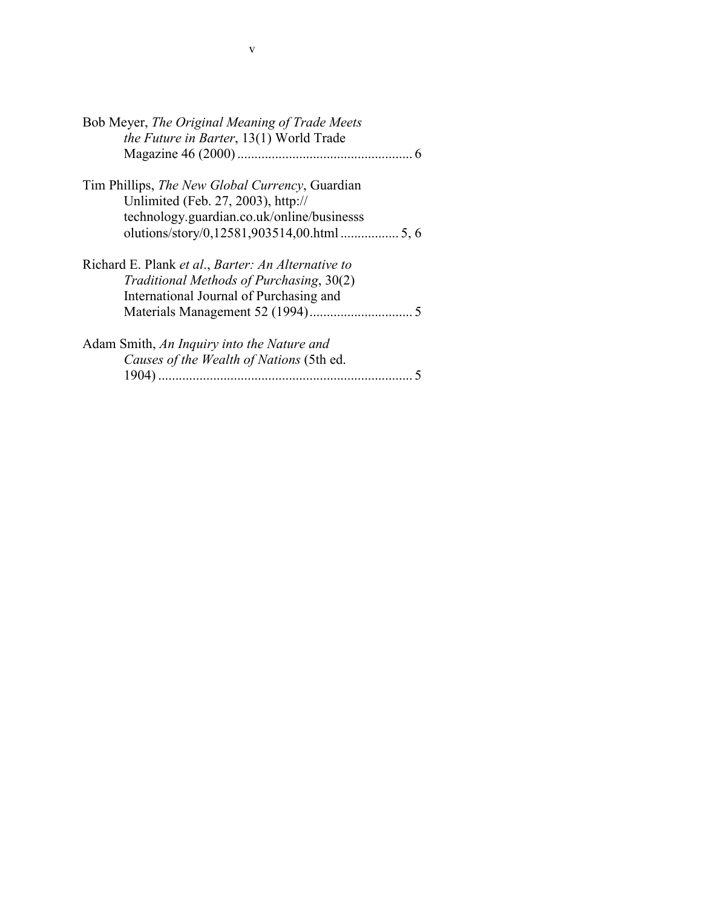Bob Meyer, *The Original Meaning of Trade Meets the Future in Barter*, 13(1) World Trade Magazine 46 (2000) .................................................. 6

Tim Phillips, *The New Global Currency*, Guardian Unlimited (Feb. 27, 2003), http://technology.guardian.co.uk/online/businesssolutions/story/0,12581,903514,00.html ................ 5, 6

Richard E. Plank *et al*., *Barter: An Alternative to Traditional Methods of Purchasing*, 30(2) International Journal of Purchasing and Materials Management 52 (1994) ............................. 5

Adam Smith, *An Inquiry into the Nature and Causes of the Wealth of Nations* (5th ed. 1904) .......................................................................... 5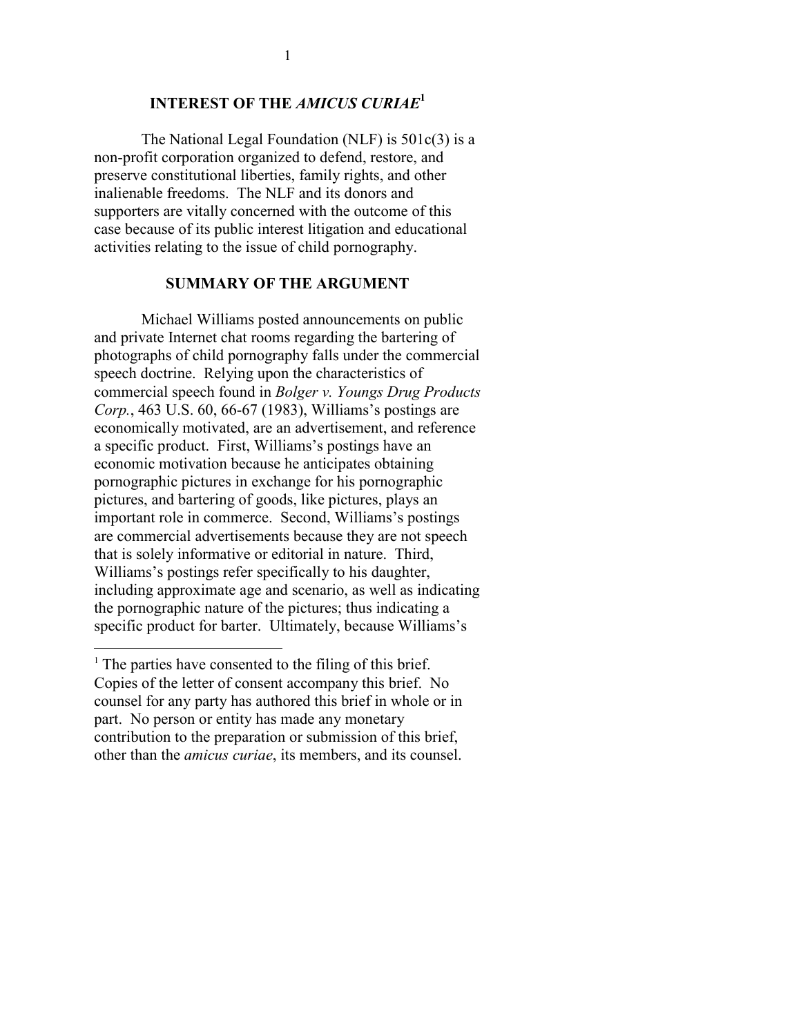## INTEREST OF THE *AMICUS CURIAE*[1]

The National Legal Foundation (NLF) is 501c(3) is a non-profit corporation organized to defend, restore, and preserve constitutional liberties, family rights, and other inalienable freedoms. The NLF and its donors and supporters are vitally concerned with the outcome of this case because of its public interest litigation and educational activities relating to the issue of child pornography.

## SUMMARY OF THE ARGUMENT

Michael Williams posted announcements on public and private Internet chat rooms regarding the bartering of photographs of child pornography falls under the commercial speech doctrine. Relying upon the characteristics of commercial speech found in *Bolger v. Youngs Drug Products Corp.*, 463 U.S. 60, 66-67 (1983), Williams's postings are economically motivated, are an advertisement, and reference a specific product. First, Williams's postings have an economic motivation because he anticipates obtaining pornographic pictures in exchange for his pornographic pictures, and bartering of goods, like pictures, plays an important role in commerce. Second, Williams's postings are commercial advertisements because they are not speech that is solely informative or editorial in nature. Third, Williams's postings refer specifically to his daughter, including approximate age and scenario, as well as indicating the pornographic nature of the pictures; thus indicating a specific product for barter. Ultimately, because Williams's

[1] The parties have consented to the filing of this brief. Copies of the letter of consent accompany this brief. No counsel for any party has authored this brief in whole or in part. No person or entity has made any monetary contribution to the preparation or submission of this brief, other than the *amicus curiae*, its members, and its counsel.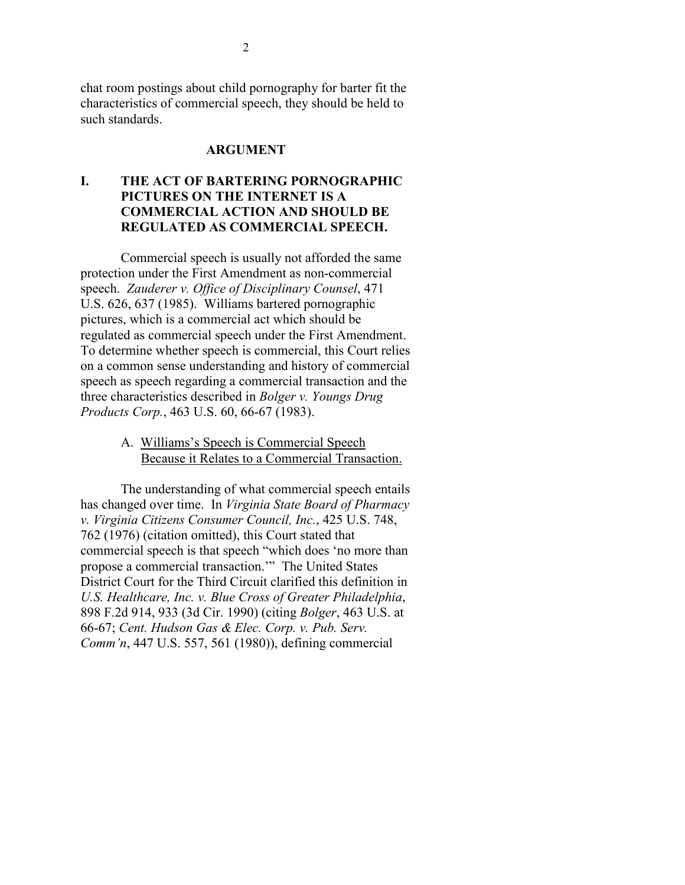chat room postings about child pornography for barter fit the characteristics of commercial speech, they should be held to such standards.

## ARGUMENT

### I. THE ACT OF BARTERING PORNOGRAPHIC PICTURES ON THE INTERNET IS A COMMERCIAL ACTION AND SHOULD BE REGULATED AS COMMERCIAL SPEECH.

Commercial speech is usually not afforded the same protection under the First Amendment as non-commercial speech. *Zauderer v. Office of Disciplinary Counsel*, 471 U.S. 626, 637 (1985). Williams bartered pornographic pictures, which is a commercial act which should be regulated as commercial speech under the First Amendment. To determine whether speech is commercial, this Court relies on a common sense understanding and history of commercial speech as speech regarding a commercial transaction and the three characteristics described in *Bolger v. Youngs Drug Products Corp.*, 463 U.S. 60, 66-67 (1983).

#### A. Williams's Speech is Commercial Speech Because it Relates to a Commercial Transaction.

The understanding of what commercial speech entails has changed over time. In *Virginia State Board of Pharmacy v. Virginia Citizens Consumer Council, Inc.*, 425 U.S. 748, 762 (1976) (citation omitted), this Court stated that commercial speech is that speech "which does 'no more than propose a commercial transaction.'" The United States District Court for the Third Circuit clarified this definition in *U.S. Healthcare, Inc. v. Blue Cross of Greater Philadelphia*, 898 F.2d 914, 933 (3d Cir. 1990) (citing *Bolger*, 463 U.S. at 66-67; *Cent. Hudson Gas & Elec. Corp. v. Pub. Serv. Comm'n*, 447 U.S. 557, 561 (1980)), defining commercial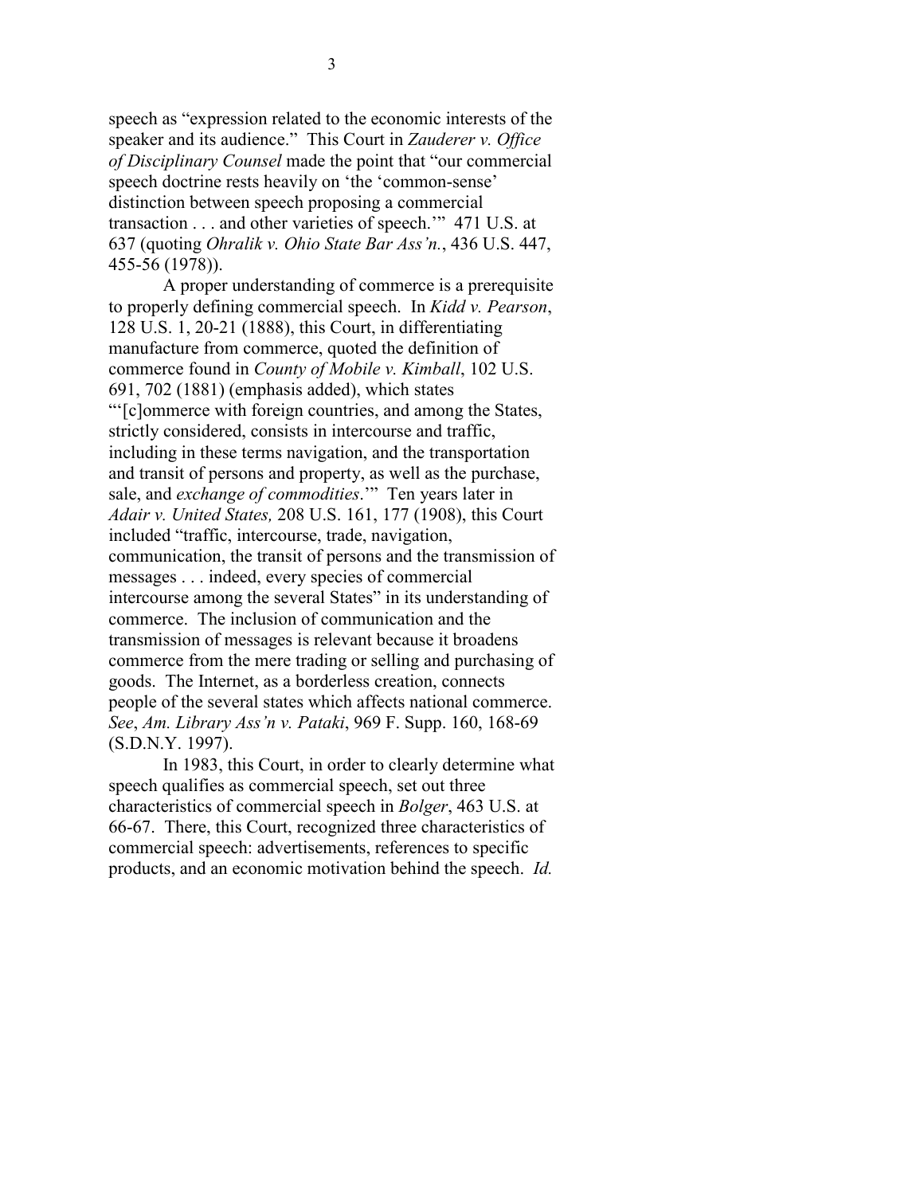speech as "expression related to the economic interests of the speaker and its audience." This Court in *Zauderer v. Office of Disciplinary Counsel* made the point that "our commercial speech doctrine rests heavily on 'the 'common-sense' distinction between speech proposing a commercial transaction . . . and other varieties of speech.'" 471 U.S. at 637 (quoting *Ohralik v. Ohio State Bar Ass'n.*, 436 U.S. 447, 455-56 (1978)).

A proper understanding of commerce is a prerequisite to properly defining commercial speech. In *Kidd v. Pearson*, 128 U.S. 1, 20-21 (1888), this Court, in differentiating manufacture from commerce, quoted the definition of commerce found in *County of Mobile v. Kimball*, 102 U.S. 691, 702 (1881) (emphasis added), which states "'[c]ommerce with foreign countries, and among the States, strictly considered, consists in intercourse and traffic, including in these terms navigation, and the transportation and transit of persons and property, as well as the purchase, sale, and *exchange of commodities*.'" Ten years later in *Adair v. United States,* 208 U.S. 161, 177 (1908), this Court included "traffic, intercourse, trade, navigation, communication, the transit of persons and the transmission of messages . . . indeed, every species of commercial intercourse among the several States" in its understanding of commerce. The inclusion of communication and the transmission of messages is relevant because it broadens commerce from the mere trading or selling and purchasing of goods. The Internet, as a borderless creation, connects people of the several states which affects national commerce. *See*, *Am. Library Ass'n v. Pataki*, 969 F. Supp. 160, 168-69 (S.D.N.Y. 1997).

In 1983, this Court, in order to clearly determine what speech qualifies as commercial speech, set out three characteristics of commercial speech in *Bolger*, 463 U.S. at 66-67. There, this Court, recognized three characteristics of commercial speech: advertisements, references to specific products, and an economic motivation behind the speech. *Id.*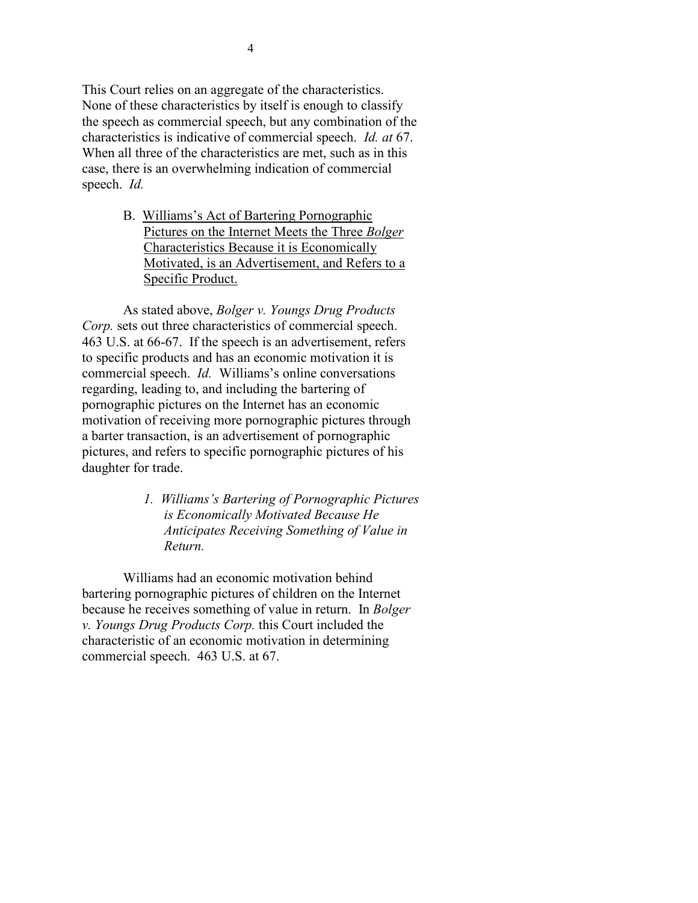This Court relies on an aggregate of the characteristics. None of these characteristics by itself is enough to classify the speech as commercial speech, but any combination of the characteristics is indicative of commercial speech. *Id. at* 67. When all three of the characteristics are met, such as in this case, there is an overwhelming indication of commercial speech. *Id.*

### B. <u>Williams's Act of Bartering Pornographic Pictures on the Internet Meets the Three *Bolger* Characteristics Because it is Economically Motivated, is an Advertisement, and Refers to a Specific Product.</u>

As stated above, *Bolger v. Youngs Drug Products Corp.* sets out three characteristics of commercial speech. 463 U.S. at 66-67. If the speech is an advertisement, refers to specific products and has an economic motivation it is commercial speech. *Id.* Williams's online conversations regarding, leading to, and including the bartering of pornographic pictures on the Internet has an economic motivation of receiving more pornographic pictures through a barter transaction, is an advertisement of pornographic pictures, and refers to specific pornographic pictures of his daughter for trade.

#### *1. Williams's Bartering of Pornographic Pictures is Economically Motivated Because He Anticipates Receiving Something of Value in Return.*

Williams had an economic motivation behind bartering pornographic pictures of children on the Internet because he receives something of value in return. In *Bolger v. Youngs Drug Products Corp.* this Court included the characteristic of an economic motivation in determining commercial speech. 463 U.S. at 67.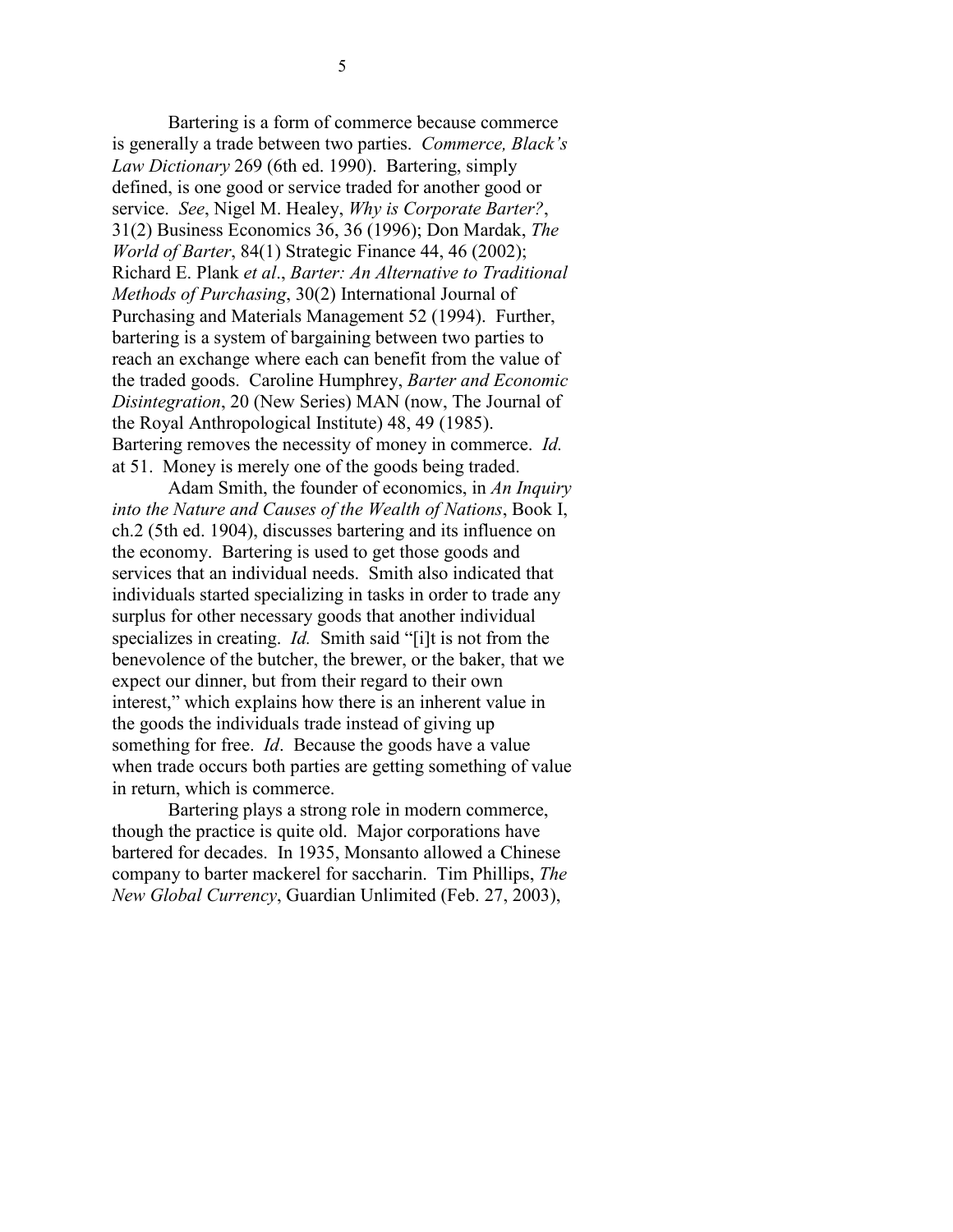Bartering is a form of commerce because commerce is generally a trade between two parties. *Commerce, Black's Law Dictionary* 269 (6th ed. 1990). Bartering, simply defined, is one good or service traded for another good or service. *See*, Nigel M. Healey, *Why is Corporate Barter?*, 31(2) Business Economics 36, 36 (1996); Don Mardak, *The World of Barter*, 84(1) Strategic Finance 44, 46 (2002); Richard E. Plank *et al*., *Barter: An Alternative to Traditional Methods of Purchasing*, 30(2) International Journal of Purchasing and Materials Management 52 (1994). Further, bartering is a system of bargaining between two parties to reach an exchange where each can benefit from the value of the traded goods. Caroline Humphrey, *Barter and Economic Disintegration*, 20 (New Series) MAN (now, The Journal of the Royal Anthropological Institute) 48, 49 (1985). Bartering removes the necessity of money in commerce. *Id.* at 51. Money is merely one of the goods being traded.

Adam Smith, the founder of economics, in *An Inquiry into the Nature and Causes of the Wealth of Nations*, Book I, ch.2 (5th ed. 1904), discusses bartering and its influence on the economy. Bartering is used to get those goods and services that an individual needs. Smith also indicated that individuals started specializing in tasks in order to trade any surplus for other necessary goods that another individual specializes in creating. *Id.* Smith said "[i]t is not from the benevolence of the butcher, the brewer, or the baker, that we expect our dinner, but from their regard to their own interest," which explains how there is an inherent value in the goods the individuals trade instead of giving up something for free. *Id*. Because the goods have a value when trade occurs both parties are getting something of value in return, which is commerce.

Bartering plays a strong role in modern commerce, though the practice is quite old. Major corporations have bartered for decades. In 1935, Monsanto allowed a Chinese company to barter mackerel for saccharin. Tim Phillips, *The New Global Currency*, Guardian Unlimited (Feb. 27, 2003),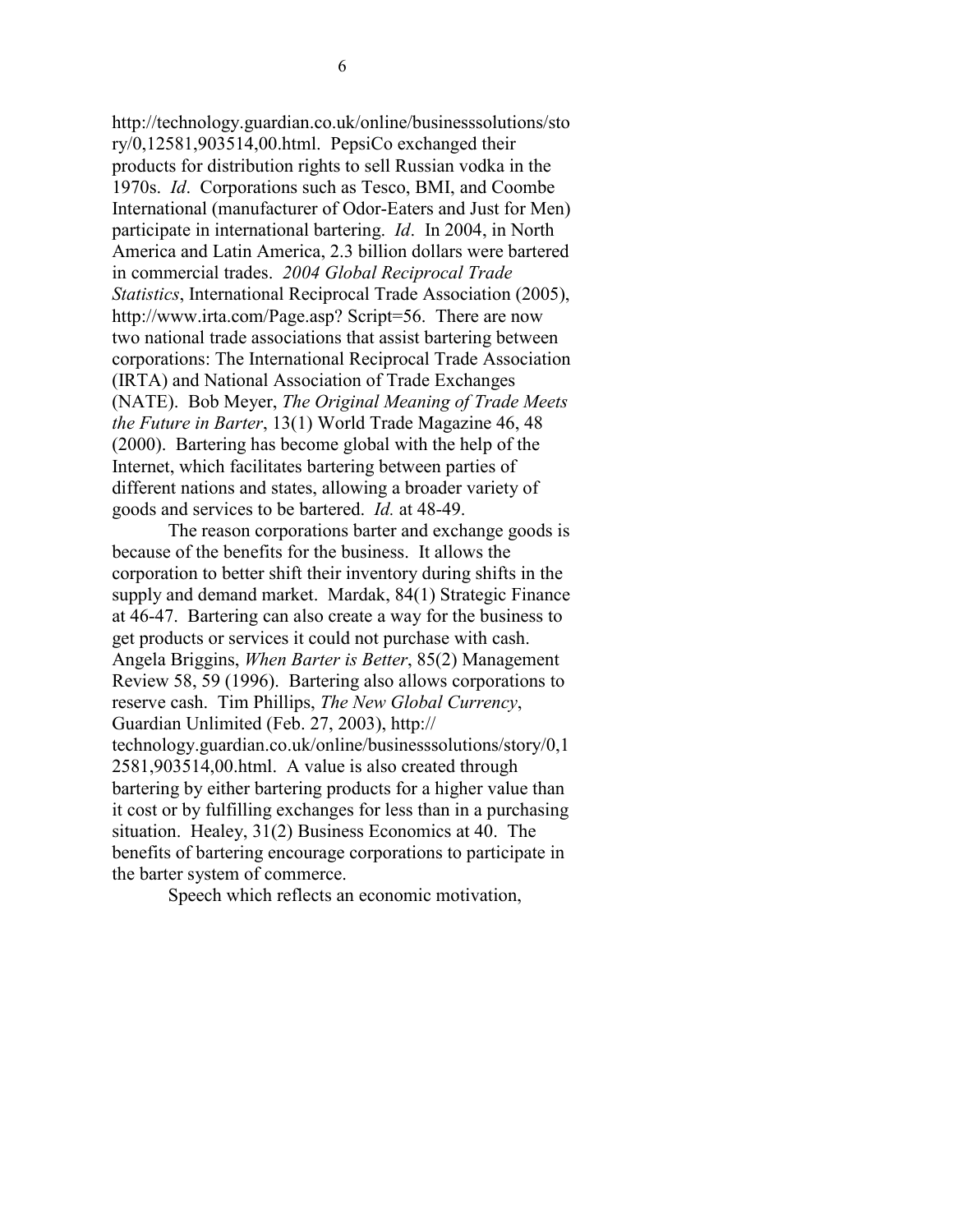http://technology.guardian.co.uk/online/businesssolutions/story/0,12581,903514,00.html. PepsiCo exchanged their products for distribution rights to sell Russian vodka in the 1970s. *Id*. Corporations such as Tesco, BMI, and Coombe International (manufacturer of Odor-Eaters and Just for Men) participate in international bartering. *Id*. In 2004, in North America and Latin America, 2.3 billion dollars were bartered in commercial trades. *2004 Global Reciprocal Trade Statistics*, International Reciprocal Trade Association (2005), http://www.irta.com/Page.asp? Script=56. There are now two national trade associations that assist bartering between corporations: The International Reciprocal Trade Association (IRTA) and National Association of Trade Exchanges (NATE). Bob Meyer, *The Original Meaning of Trade Meets the Future in Barter*, 13(1) World Trade Magazine 46, 48 (2000). Bartering has become global with the help of the Internet, which facilitates bartering between parties of different nations and states, allowing a broader variety of goods and services to be bartered. *Id.* at 48-49.

The reason corporations barter and exchange goods is because of the benefits for the business. It allows the corporation to better shift their inventory during shifts in the supply and demand market. Mardak, 84(1) Strategic Finance at 46-47. Bartering can also create a way for the business to get products or services it could not purchase with cash. Angela Briggins, *When Barter is Better*, 85(2) Management Review 58, 59 (1996). Bartering also allows corporations to reserve cash. Tim Phillips, *The New Global Currency*, Guardian Unlimited (Feb. 27, 2003), http:// technology.guardian.co.uk/online/businesssolutions/story/0,12581,903514,00.html. A value is also created through bartering by either bartering products for a higher value than it cost or by fulfilling exchanges for less than in a purchasing situation. Healey, 31(2) Business Economics at 40. The benefits of bartering encourage corporations to participate in the barter system of commerce.

Speech which reflects an economic motivation,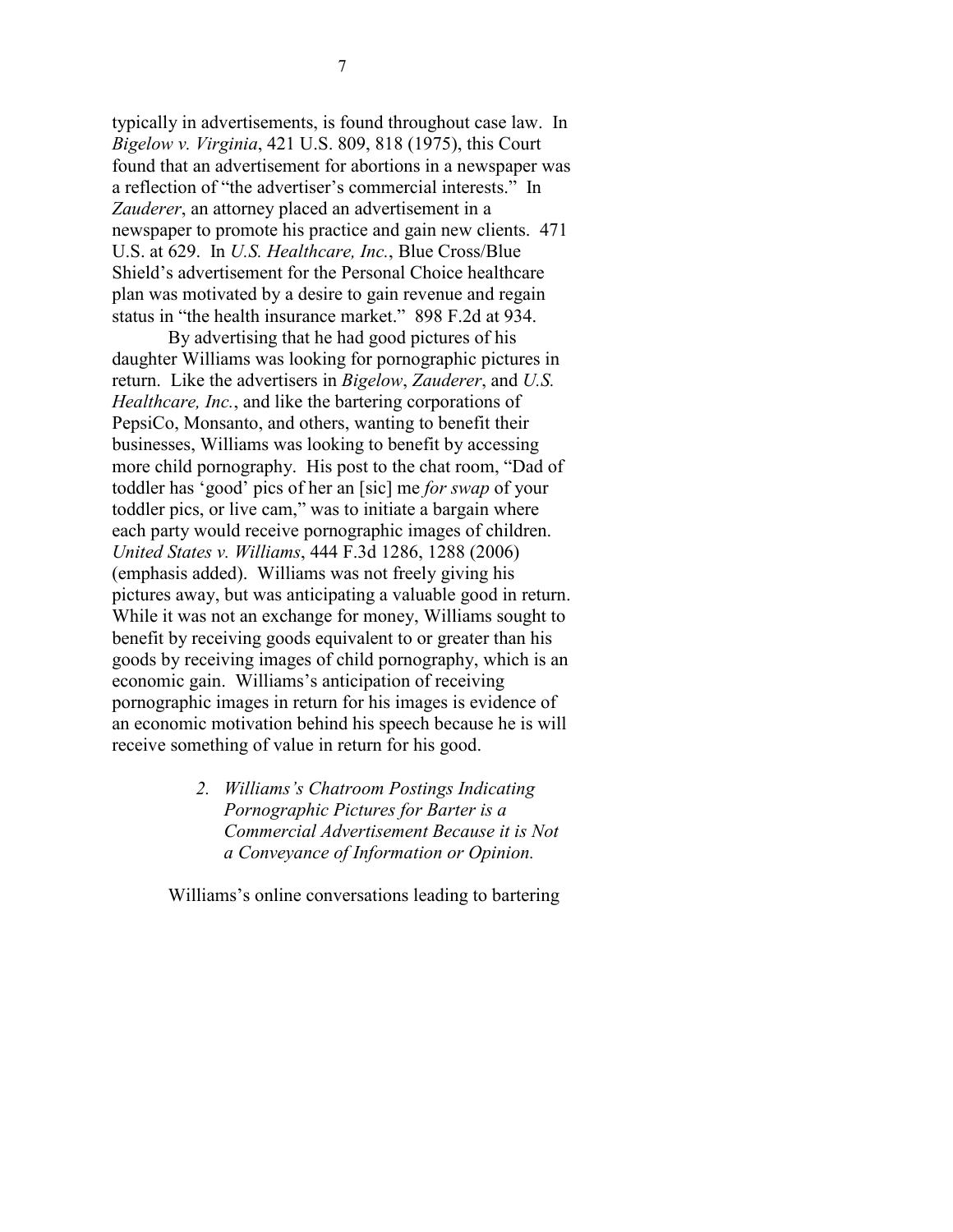typically in advertisements, is found throughout case law. In *Bigelow v. Virginia*, 421 U.S. 809, 818 (1975), this Court found that an advertisement for abortions in a newspaper was a reflection of "the advertiser's commercial interests." In *Zauderer*, an attorney placed an advertisement in a newspaper to promote his practice and gain new clients. 471 U.S. at 629. In *U.S. Healthcare, Inc.*, Blue Cross/Blue Shield's advertisement for the Personal Choice healthcare plan was motivated by a desire to gain revenue and regain status in "the health insurance market." 898 F.2d at 934.

By advertising that he had good pictures of his daughter Williams was looking for pornographic pictures in return. Like the advertisers in *Bigelow*, *Zauderer*, and *U.S. Healthcare, Inc.*, and like the bartering corporations of PepsiCo, Monsanto, and others, wanting to benefit their businesses, Williams was looking to benefit by accessing more child pornography. His post to the chat room, "Dad of toddler has 'good' pics of her an [sic] me *for swap* of your toddler pics, or live cam," was to initiate a bargain where each party would receive pornographic images of children. *United States v. Williams*, 444 F.3d 1286, 1288 (2006) (emphasis added). Williams was not freely giving his pictures away, but was anticipating a valuable good in return. While it was not an exchange for money, Williams sought to benefit by receiving goods equivalent to or greater than his goods by receiving images of child pornography, which is an economic gain. Williams's anticipation of receiving pornographic images in return for his images is evidence of an economic motivation behind his speech because he is will receive something of value in return for his good.

*2. Williams's Chatroom Postings Indicating Pornographic Pictures for Barter is a Commercial Advertisement Because it is Not a Conveyance of Information or Opinion.*

Williams's online conversations leading to bartering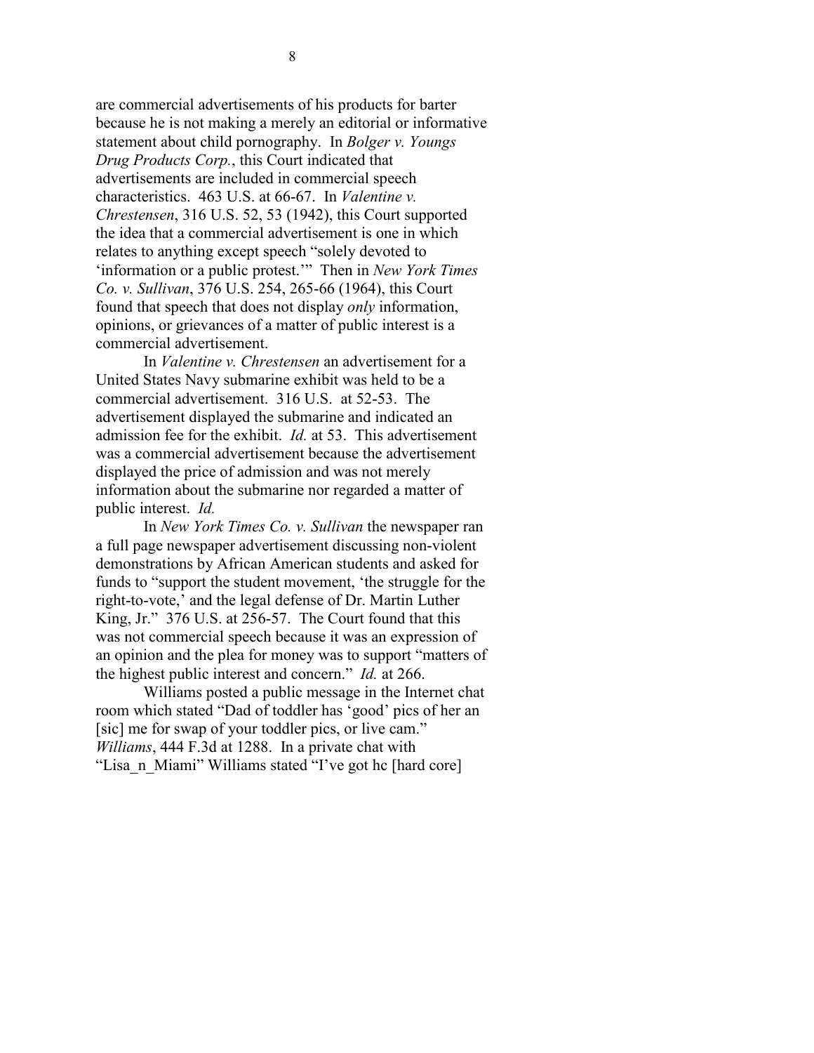are commercial advertisements of his products for barter because he is not making a merely an editorial or informative statement about child pornography. In *Bolger v. Youngs Drug Products Corp.*, this Court indicated that advertisements are included in commercial speech characteristics. 463 U.S. at 66-67. In *Valentine v. Chrestensen*, 316 U.S. 52, 53 (1942), this Court supported the idea that a commercial advertisement is one in which relates to anything except speech "solely devoted to 'information or a public protest.'" Then in *New York Times Co. v. Sullivan*, 376 U.S. 254, 265-66 (1964), this Court found that speech that does not display *only* information, opinions, or grievances of a matter of public interest is a commercial advertisement.

In *Valentine v. Chrestensen* an advertisement for a United States Navy submarine exhibit was held to be a commercial advertisement. 316 U.S. at 52-53. The advertisement displayed the submarine and indicated an admission fee for the exhibit. *Id.* at 53. This advertisement was a commercial advertisement because the advertisement displayed the price of admission and was not merely information about the submarine nor regarded a matter of public interest. *Id.*

In *New York Times Co. v. Sullivan* the newspaper ran a full page newspaper advertisement discussing non-violent demonstrations by African American students and asked for funds to "support the student movement, 'the struggle for the right-to-vote,' and the legal defense of Dr. Martin Luther King, Jr." 376 U.S. at 256-57. The Court found that this was not commercial speech because it was an expression of an opinion and the plea for money was to support "matters of the highest public interest and concern." *Id.* at 266.

Williams posted a public message in the Internet chat room which stated "Dad of toddler has 'good' pics of her an [sic] me for swap of your toddler pics, or live cam." *Williams*, 444 F.3d at 1288. In a private chat with "Lisa_n_Miami" Williams stated "I've got hc [hard core]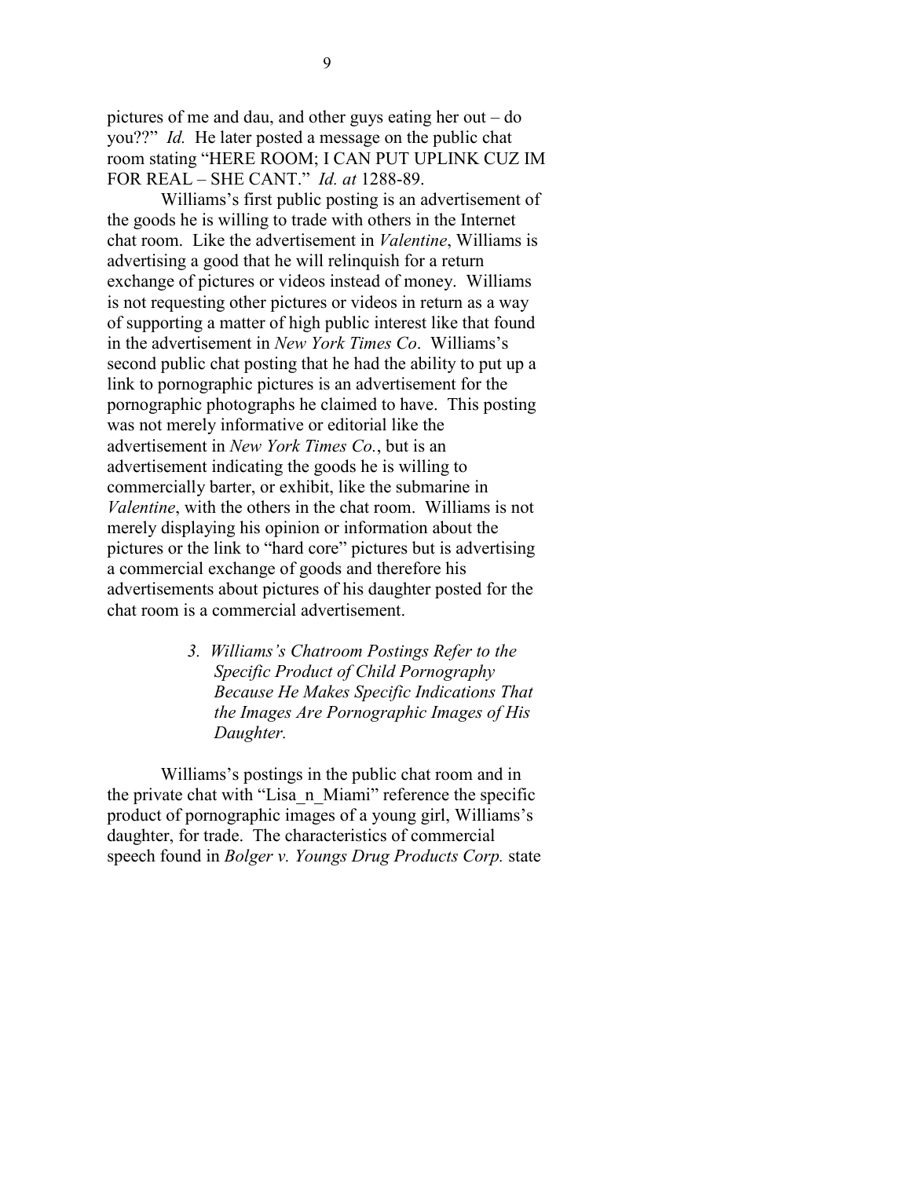pictures of me and dau, and other guys eating her out – do you??" *Id.* He later posted a message on the public chat room stating "HERE ROOM; I CAN PUT UPLINK CUZ IM FOR REAL – SHE CANT." *Id. at* 1288-89.

Williams's first public posting is an advertisement of the goods he is willing to trade with others in the Internet chat room. Like the advertisement in *Valentine*, Williams is advertising a good that he will relinquish for a return exchange of pictures or videos instead of money. Williams is not requesting other pictures or videos in return as a way of supporting a matter of high public interest like that found in the advertisement in *New York Times Co*. Williams's second public chat posting that he had the ability to put up a link to pornographic pictures is an advertisement for the pornographic photographs he claimed to have. This posting was not merely informative or editorial like the advertisement in *New York Times Co.*, but is an advertisement indicating the goods he is willing to commercially barter, or exhibit, like the submarine in *Valentine*, with the others in the chat room. Williams is not merely displaying his opinion or information about the pictures or the link to "hard core" pictures but is advertising a commercial exchange of goods and therefore his advertisements about pictures of his daughter posted for the chat room is a commercial advertisement.

*3. Williams's Chatroom Postings Refer to the Specific Product of Child Pornography Because He Makes Specific Indications That the Images Are Pornographic Images of His Daughter.*

Williams's postings in the public chat room and in the private chat with "Lisa_n_Miami" reference the specific product of pornographic images of a young girl, Williams's daughter, for trade. The characteristics of commercial speech found in *Bolger v. Youngs Drug Products Corp.* state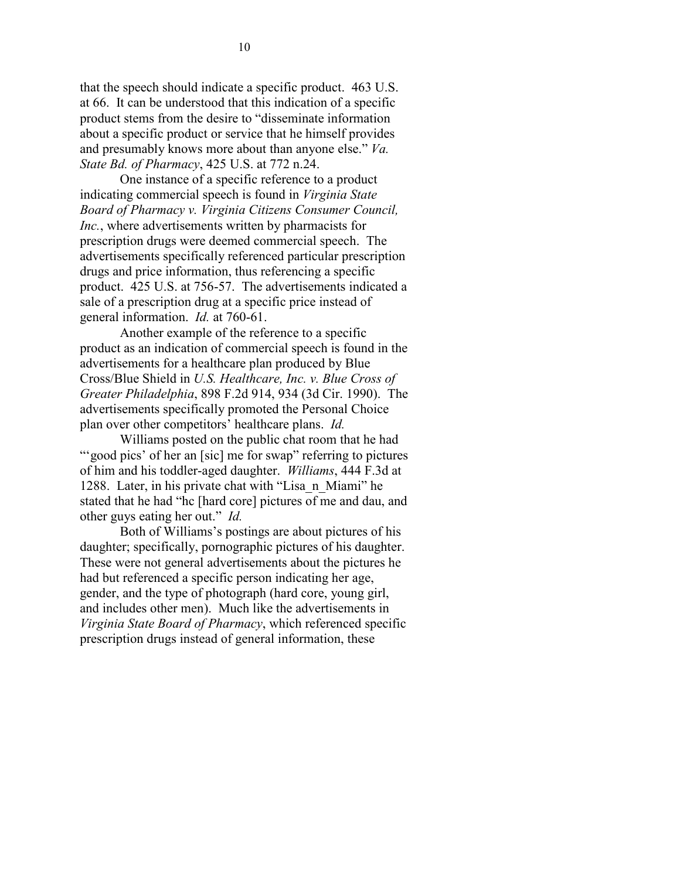that the speech should indicate a specific product. 463 U.S. at 66. It can be understood that this indication of a specific product stems from the desire to "disseminate information about a specific product or service that he himself provides and presumably knows more about than anyone else." *Va. State Bd. of Pharmacy*, 425 U.S. at 772 n.24.

One instance of a specific reference to a product indicating commercial speech is found in *Virginia State Board of Pharmacy v. Virginia Citizens Consumer Council, Inc.*, where advertisements written by pharmacists for prescription drugs were deemed commercial speech. The advertisements specifically referenced particular prescription drugs and price information, thus referencing a specific product. 425 U.S. at 756-57. The advertisements indicated a sale of a prescription drug at a specific price instead of general information. *Id.* at 760-61.

Another example of the reference to a specific product as an indication of commercial speech is found in the advertisements for a healthcare plan produced by Blue Cross/Blue Shield in *U.S. Healthcare, Inc. v. Blue Cross of Greater Philadelphia*, 898 F.2d 914, 934 (3d Cir. 1990). The advertisements specifically promoted the Personal Choice plan over other competitors' healthcare plans. *Id.*

Williams posted on the public chat room that he had "'good pics' of her an [sic] me for swap" referring to pictures of him and his toddler-aged daughter. *Williams*, 444 F.3d at 1288. Later, in his private chat with "Lisa_n_Miami" he stated that he had "hc [hard core] pictures of me and dau, and other guys eating her out." *Id.*

Both of Williams's postings are about pictures of his daughter; specifically, pornographic pictures of his daughter. These were not general advertisements about the pictures he had but referenced a specific person indicating her age, gender, and the type of photograph (hard core, young girl, and includes other men). Much like the advertisements in *Virginia State Board of Pharmacy*, which referenced specific prescription drugs instead of general information, these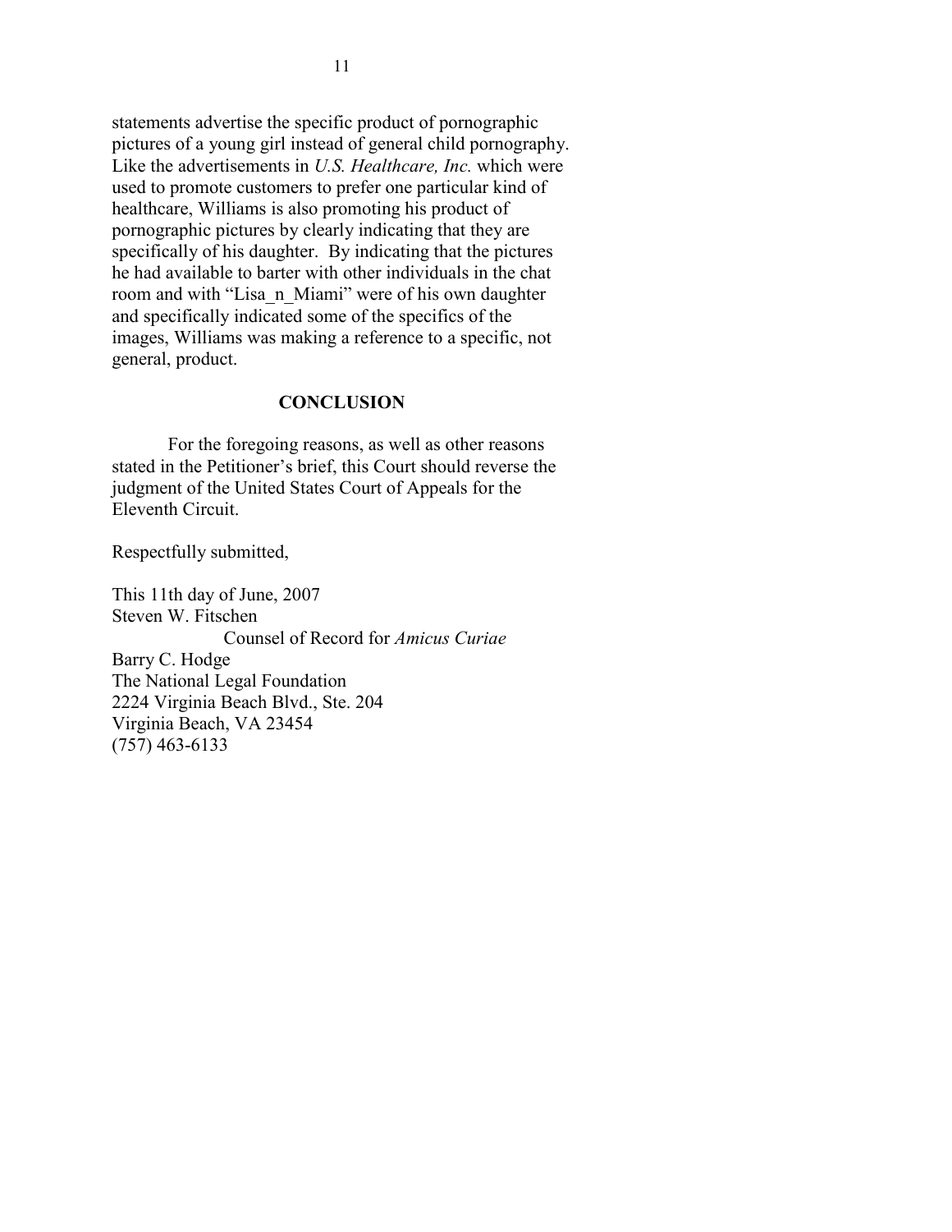statements advertise the specific product of pornographic pictures of a young girl instead of general child pornography. Like the advertisements in *U.S. Healthcare, Inc.* which were used to promote customers to prefer one particular kind of healthcare, Williams is also promoting his product of pornographic pictures by clearly indicating that they are specifically of his daughter. By indicating that the pictures he had available to barter with other individuals in the chat room and with "Lisa_n_Miami" were of his own daughter and specifically indicated some of the specifics of the images, Williams was making a reference to a specific, not general, product.

## CONCLUSION

For the foregoing reasons, as well as other reasons stated in the Petitioner's brief, this Court should reverse the judgment of the United States Court of Appeals for the Eleventh Circuit.

Respectfully submitted,

This 11th day of June, 2007
Steven W. Fitschen
Counsel of Record for *Amicus Curiae*
Barry C. Hodge
The National Legal Foundation
2224 Virginia Beach Blvd., Ste. 204
Virginia Beach, VA 23454
(757) 463-6133